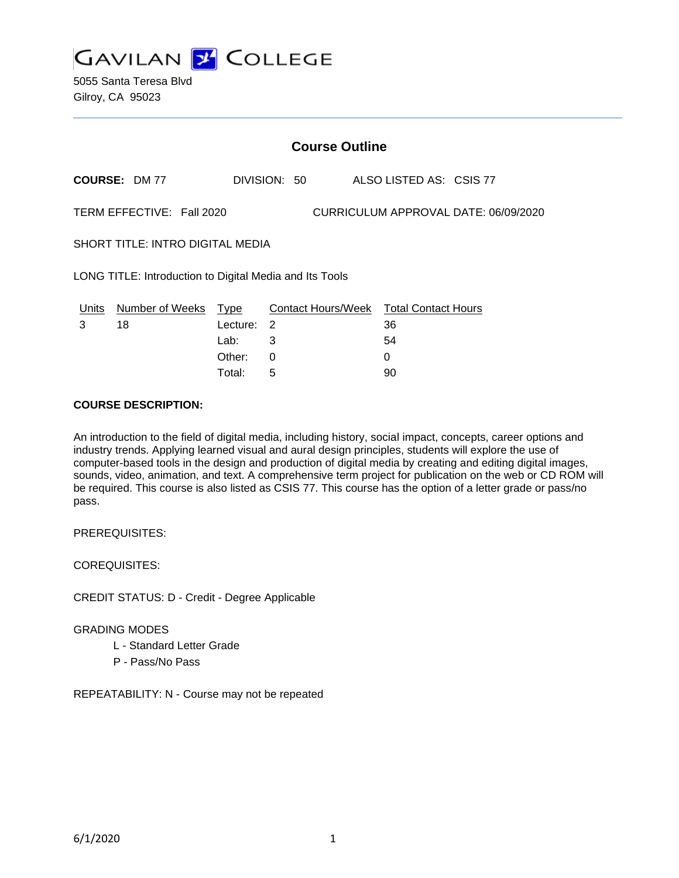# GAVILAN COLLEGE

5055 Santa Teresa Blvd
Gilroy, CA 95023

---

## Course Outline

**COURSE:** DM 77 DIVISION: 50 ALSO LISTED AS: CSIS 77

TERM EFFECTIVE: Fall 2020 CURRICULUM APPROVAL DATE: 06/09/2020

SHORT TITLE: INTRO DIGITAL MEDIA

LONG TITLE: Introduction to Digital Media and Its Tools

| Units | Number of Weeks | Type | Contact Hours/Week | Total Contact Hours |
|---|---|---|---|---|
| 3 | 18 | Lecture: | 2 | 36 |
| | | Lab: | 3 | 54 |
| | | Other: | 0 | 0 |
| | | Total: | 5 | 90 |

**COURSE DESCRIPTION:**

An introduction to the field of digital media, including history, social impact, concepts, career options and industry trends. Applying learned visual and aural design principles, students will explore the use of computer-based tools in the design and production of digital media by creating and editing digital images, sounds, video, animation, and text. A comprehensive term project for publication on the web or CD ROM will be required. This course is also listed as CSIS 77. This course has the option of a letter grade or pass/no pass.

PREREQUISITES:

COREQUISITES:

CREDIT STATUS: D - Credit - Degree Applicable

GRADING MODES

- L - Standard Letter Grade
- P - Pass/No Pass

REPEATABILITY: N - Course may not be repeated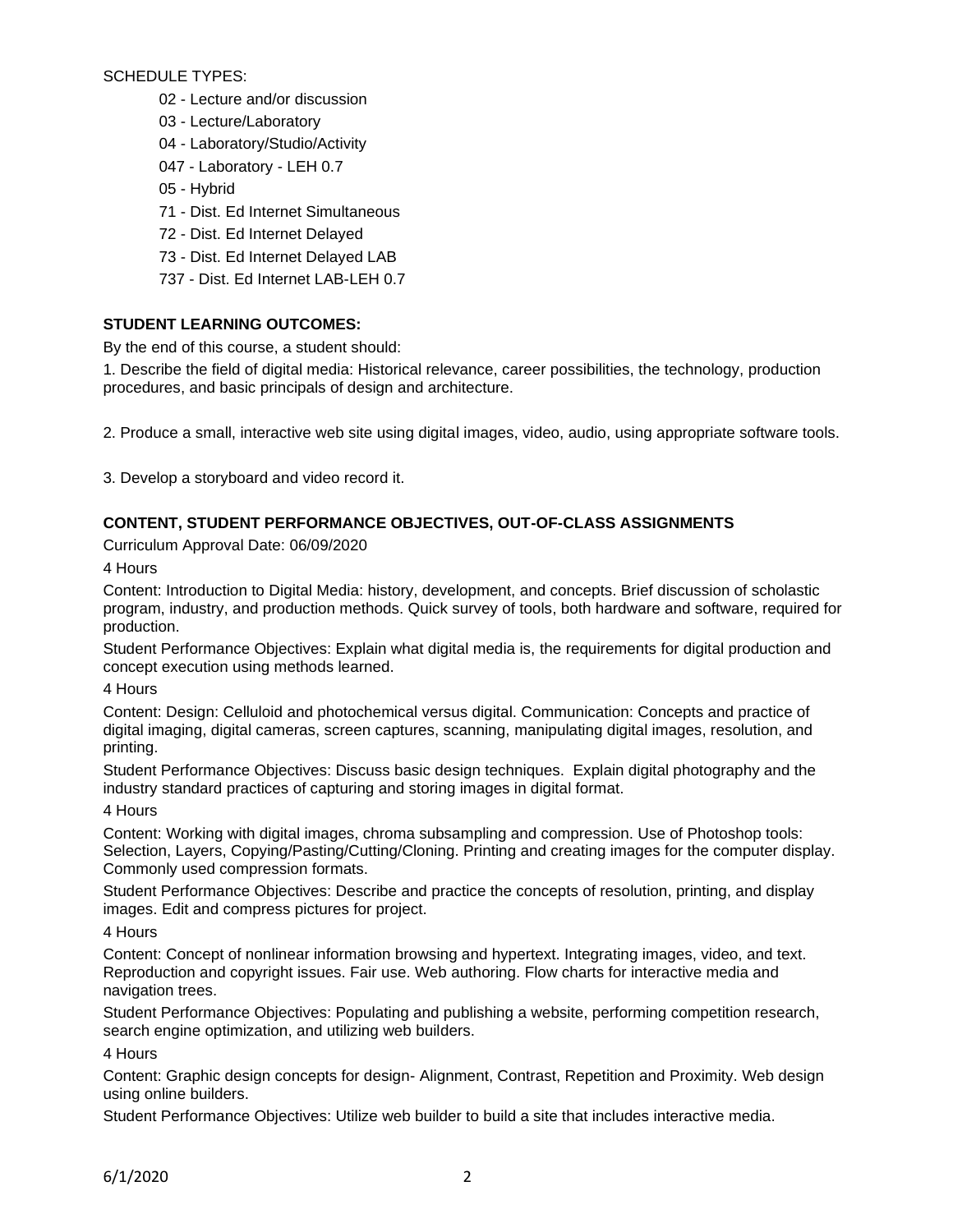SCHEDULE TYPES:

- 02 - Lecture and/or discussion
- 03 - Lecture/Laboratory
- 04 - Laboratory/Studio/Activity
- 047 - Laboratory - LEH 0.7
- 05 - Hybrid
- 71 - Dist. Ed Internet Simultaneous
- 72 - Dist. Ed Internet Delayed
- 73 - Dist. Ed Internet Delayed LAB
- 737 - Dist. Ed Internet LAB-LEH 0.7

## STUDENT LEARNING OUTCOMES:

By the end of this course, a student should:

1. Describe the field of digital media: Historical relevance, career possibilities, the technology, production procedures, and basic principals of design and architecture.

2. Produce a small, interactive web site using digital images, video, audio, using appropriate software tools.

3. Develop a storyboard and video record it.

## CONTENT, STUDENT PERFORMANCE OBJECTIVES, OUT-OF-CLASS ASSIGNMENTS

Curriculum Approval Date: 06/09/2020

4 Hours

Content: Introduction to Digital Media: history, development, and concepts. Brief discussion of scholastic program, industry, and production methods. Quick survey of tools, both hardware and software, required for production.

Student Performance Objectives: Explain what digital media is, the requirements for digital production and concept execution using methods learned.

4 Hours

Content: Design: Celluloid and photochemical versus digital. Communication: Concepts and practice of digital imaging, digital cameras, screen captures, scanning, manipulating digital images, resolution, and printing.

Student Performance Objectives: Discuss basic design techniques. Explain digital photography and the industry standard practices of capturing and storing images in digital format.

4 Hours

Content: Working with digital images, chroma subsampling and compression. Use of Photoshop tools: Selection, Layers, Copying/Pasting/Cutting/Cloning. Printing and creating images for the computer display. Commonly used compression formats.

Student Performance Objectives: Describe and practice the concepts of resolution, printing, and display images. Edit and compress pictures for project.

4 Hours

Content: Concept of nonlinear information browsing and hypertext. Integrating images, video, and text. Reproduction and copyright issues. Fair use. Web authoring. Flow charts for interactive media and navigation trees.

Student Performance Objectives: Populating and publishing a website, performing competition research, search engine optimization, and utilizing web builders.

4 Hours

Content: Graphic design concepts for design- Alignment, Contrast, Repetition and Proximity. Web design using online builders.

Student Performance Objectives: Utilize web builder to build a site that includes interactive media.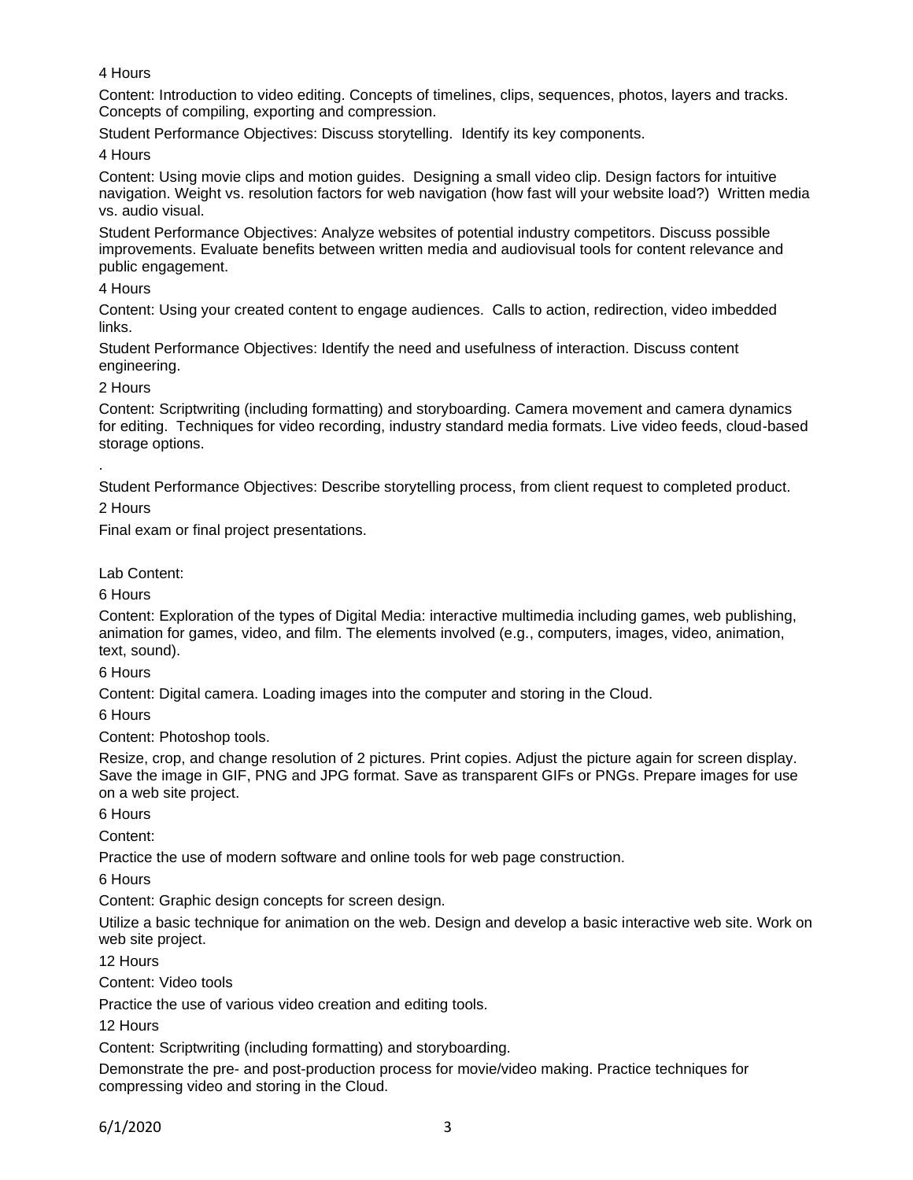4 Hours

Content: Introduction to video editing. Concepts of timelines, clips, sequences, photos, layers and tracks. Concepts of compiling, exporting and compression.

Student Performance Objectives: Discuss storytelling. Identify its key components.

4 Hours

Content: Using movie clips and motion guides. Designing a small video clip. Design factors for intuitive navigation. Weight vs. resolution factors for web navigation (how fast will your website load?) Written media vs. audio visual.

Student Performance Objectives: Analyze websites of potential industry competitors. Discuss possible improvements. Evaluate benefits between written media and audiovisual tools for content relevance and public engagement.

4 Hours

Content: Using your created content to engage audiences. Calls to action, redirection, video imbedded links.

Student Performance Objectives: Identify the need and usefulness of interaction. Discuss content engineering.

2 Hours

Content: Scriptwriting (including formatting) and storyboarding. Camera movement and camera dynamics for editing. Techniques for video recording, industry standard media formats. Live video feeds, cloud-based storage options.

.

Student Performance Objectives: Describe storytelling process, from client request to completed product.

2 Hours

Final exam or final project presentations.

Lab Content:

6 Hours

Content: Exploration of the types of Digital Media: interactive multimedia including games, web publishing, animation for games, video, and film. The elements involved (e.g., computers, images, video, animation, text, sound).

6 Hours

Content: Digital camera. Loading images into the computer and storing in the Cloud.

6 Hours

Content: Photoshop tools.

Resize, crop, and change resolution of 2 pictures. Print copies. Adjust the picture again for screen display. Save the image in GIF, PNG and JPG format. Save as transparent GIFs or PNGs. Prepare images for use on a web site project.

6 Hours

Content:

Practice the use of modern software and online tools for web page construction.

6 Hours

Content: Graphic design concepts for screen design.

Utilize a basic technique for animation on the web. Design and develop a basic interactive web site. Work on web site project.

12 Hours

Content: Video tools

Practice the use of various video creation and editing tools.

12 Hours

Content: Scriptwriting (including formatting) and storyboarding.

Demonstrate the pre- and post-production process for movie/video making. Practice techniques for compressing video and storing in the Cloud.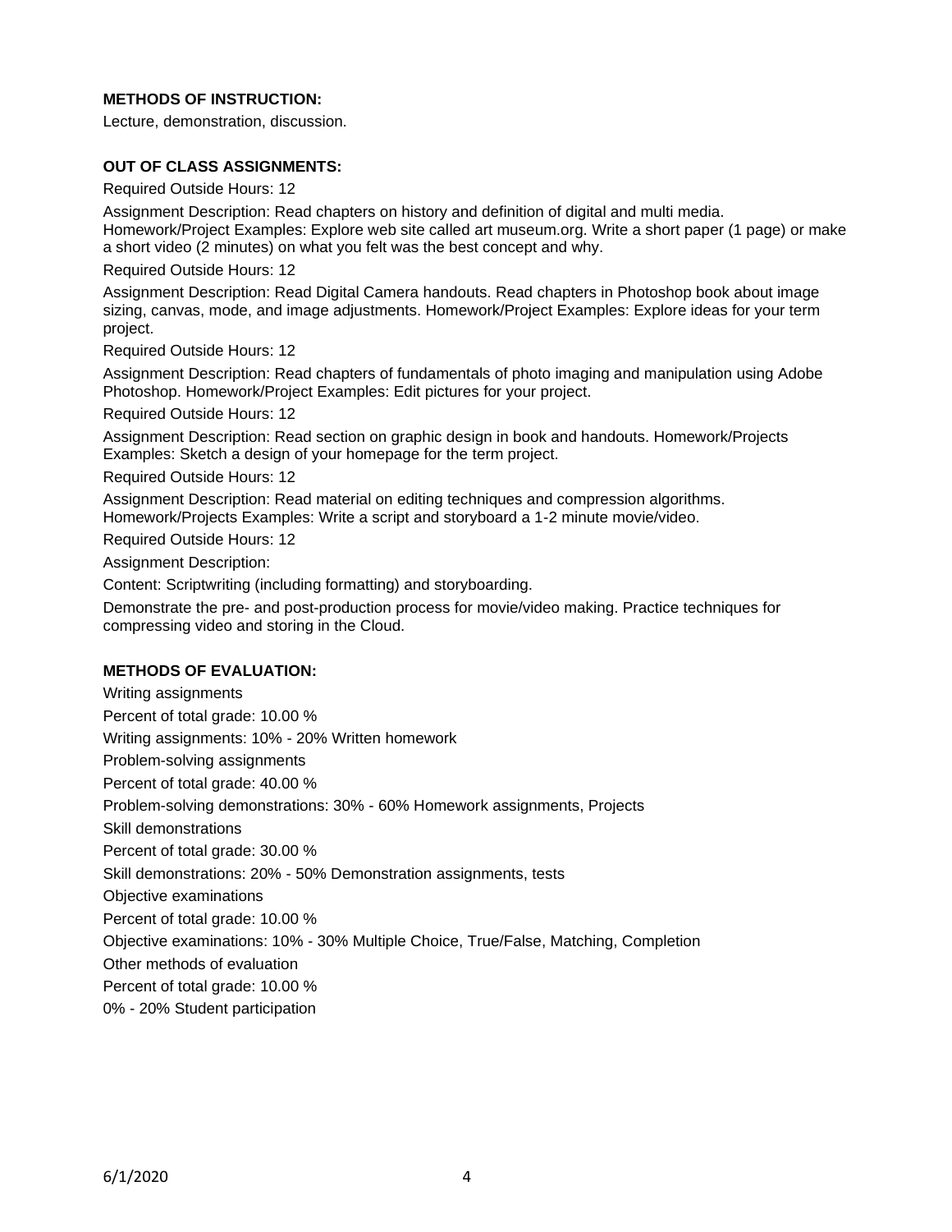**METHODS OF INSTRUCTION:**

Lecture, demonstration, discussion.

**OUT OF CLASS ASSIGNMENTS:**

Required Outside Hours: 12

Assignment Description: Read chapters on history and definition of digital and multi media. Homework/Project Examples: Explore web site called art museum.org. Write a short paper (1 page) or make a short video (2 minutes) on what you felt was the best concept and why.

Required Outside Hours: 12

Assignment Description: Read Digital Camera handouts. Read chapters in Photoshop book about image sizing, canvas, mode, and image adjustments. Homework/Project Examples: Explore ideas for your term project.

Required Outside Hours: 12

Assignment Description: Read chapters of fundamentals of photo imaging and manipulation using Adobe Photoshop. Homework/Project Examples: Edit pictures for your project.

Required Outside Hours: 12

Assignment Description: Read section on graphic design in book and handouts. Homework/Projects Examples: Sketch a design of your homepage for the term project.

Required Outside Hours: 12

Assignment Description: Read material on editing techniques and compression algorithms. Homework/Projects Examples: Write a script and storyboard a 1-2 minute movie/video.

Required Outside Hours: 12

Assignment Description:

Content: Scriptwriting (including formatting) and storyboarding.

Demonstrate the pre- and post-production process for movie/video making. Practice techniques for compressing video and storing in the Cloud.

**METHODS OF EVALUATION:**

Writing assignments

Percent of total grade: 10.00 %

Writing assignments: 10% - 20% Written homework

Problem-solving assignments

Percent of total grade: 40.00 %

Problem-solving demonstrations: 30% - 60% Homework assignments, Projects

Skill demonstrations

Percent of total grade: 30.00 %

Skill demonstrations: 20% - 50% Demonstration assignments, tests

Objective examinations

Percent of total grade: 10.00 %

Objective examinations: 10% - 30% Multiple Choice, True/False, Matching, Completion

Other methods of evaluation

Percent of total grade: 10.00 %

0% - 20% Student participation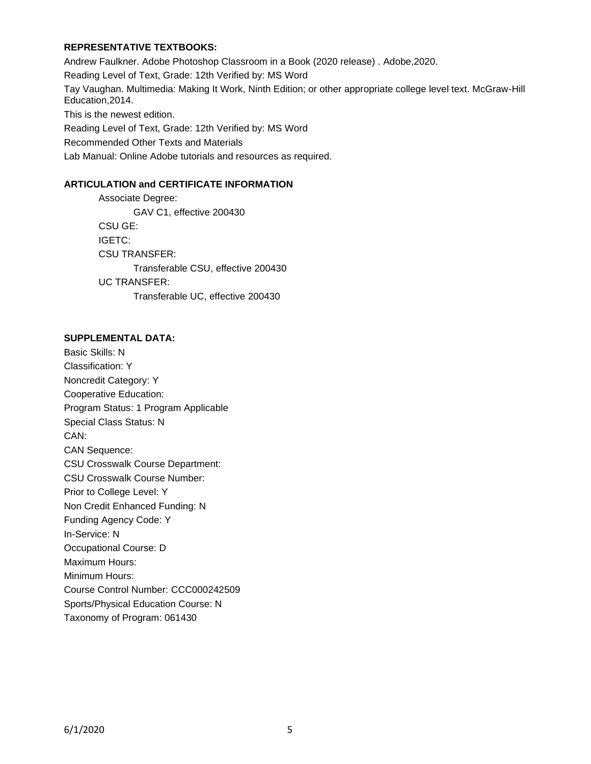**REPRESENTATIVE TEXTBOOKS:**

Andrew Faulkner. Adobe Photoshop Classroom in a Book (2020 release) . Adobe,2020.

Reading Level of Text, Grade: 12th Verified by: MS Word

Tay Vaughan. Multimedia: Making It Work, Ninth Edition; or other appropriate college level text. McGraw-Hill Education,2014.

This is the newest edition.

Reading Level of Text, Grade: 12th Verified by: MS Word

Recommended Other Texts and Materials

Lab Manual: Online Adobe tutorials and resources as required.

**ARTICULATION and CERTIFICATE INFORMATION**

Associate Degree:

GAV C1, effective 200430

CSU GE:

IGETC:

CSU TRANSFER:

Transferable CSU, effective 200430

UC TRANSFER:

Transferable UC, effective 200430

**SUPPLEMENTAL DATA:**

Basic Skills: N

Classification: Y

Noncredit Category: Y

Cooperative Education:

Program Status: 1 Program Applicable

Special Class Status: N

CAN:

CAN Sequence:

CSU Crosswalk Course Department:

CSU Crosswalk Course Number:

Prior to College Level: Y

Non Credit Enhanced Funding: N

Funding Agency Code: Y

In-Service: N

Occupational Course: D

Maximum Hours:

Minimum Hours:

Course Control Number: CCC000242509

Sports/Physical Education Course: N

Taxonomy of Program: 061430